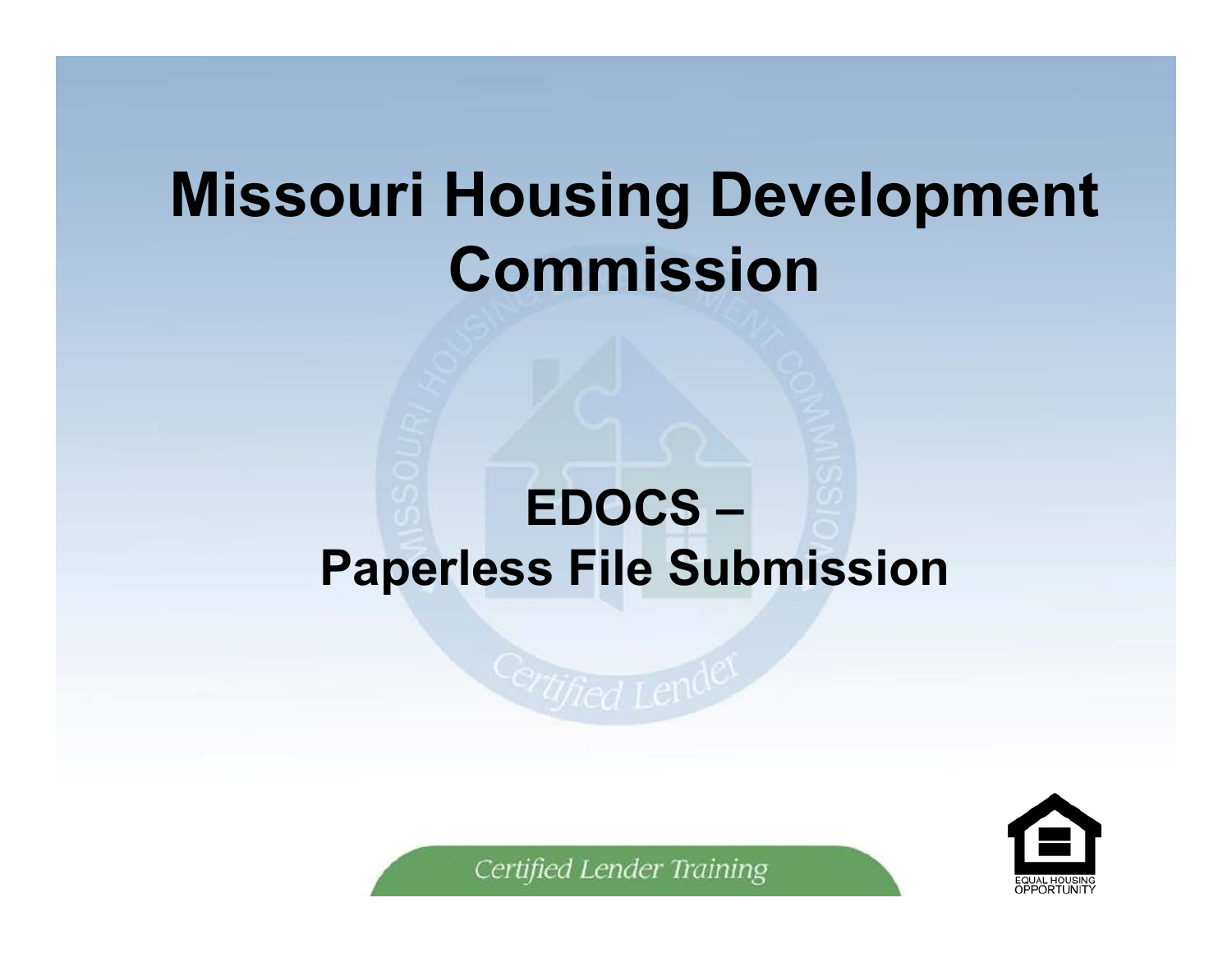# Missouri Housing Development Commission

## EDOCS – Paperless File Submission

Certified Lender Training

EQUAL HOUSING OPPORTUNITY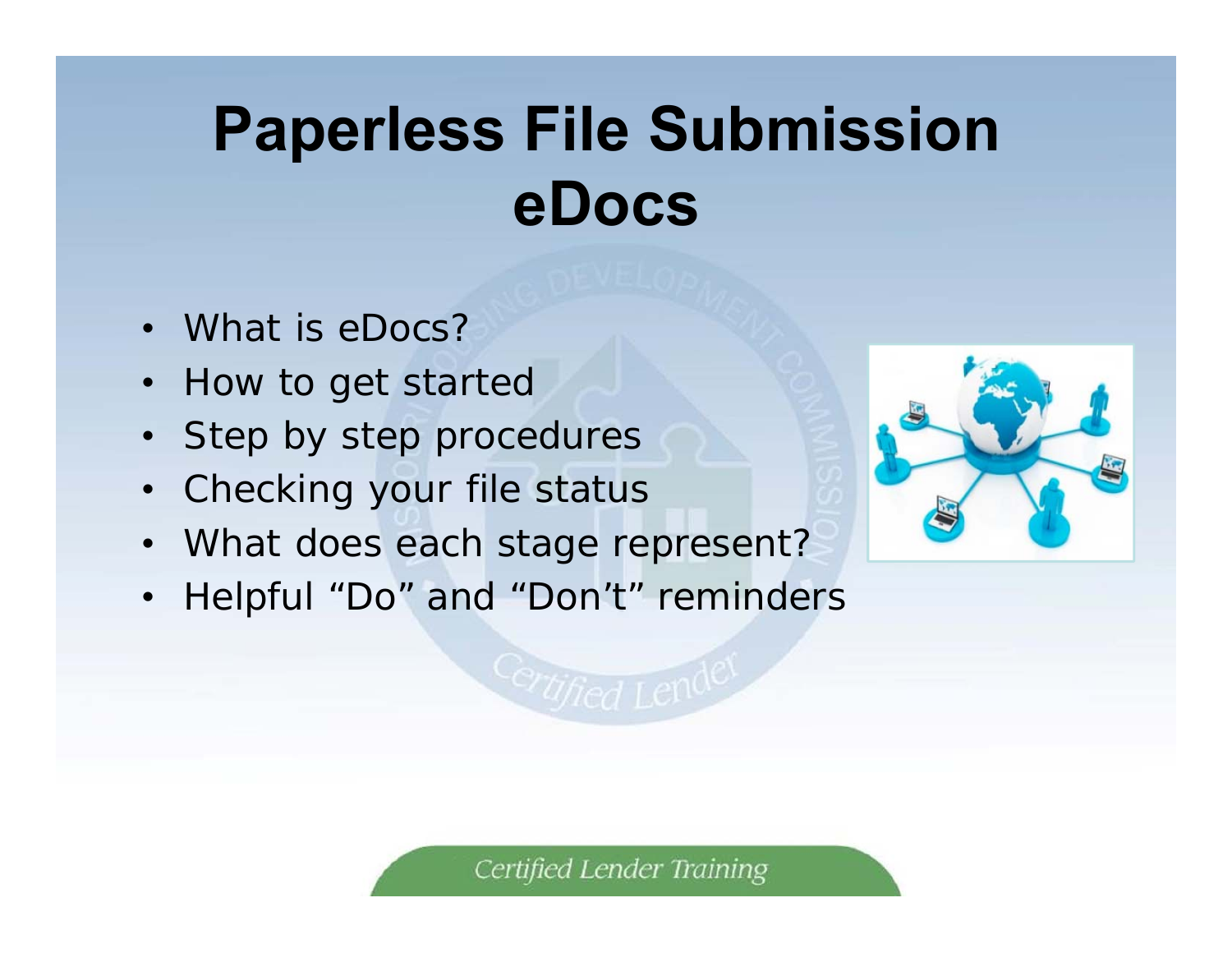# Paperless File Submission eDocs

- What is eDocs?
- How to get started
- Step by step procedures
- Checking your file status
- What does each stage represent?
- Helpful "Do" and "Don't" reminders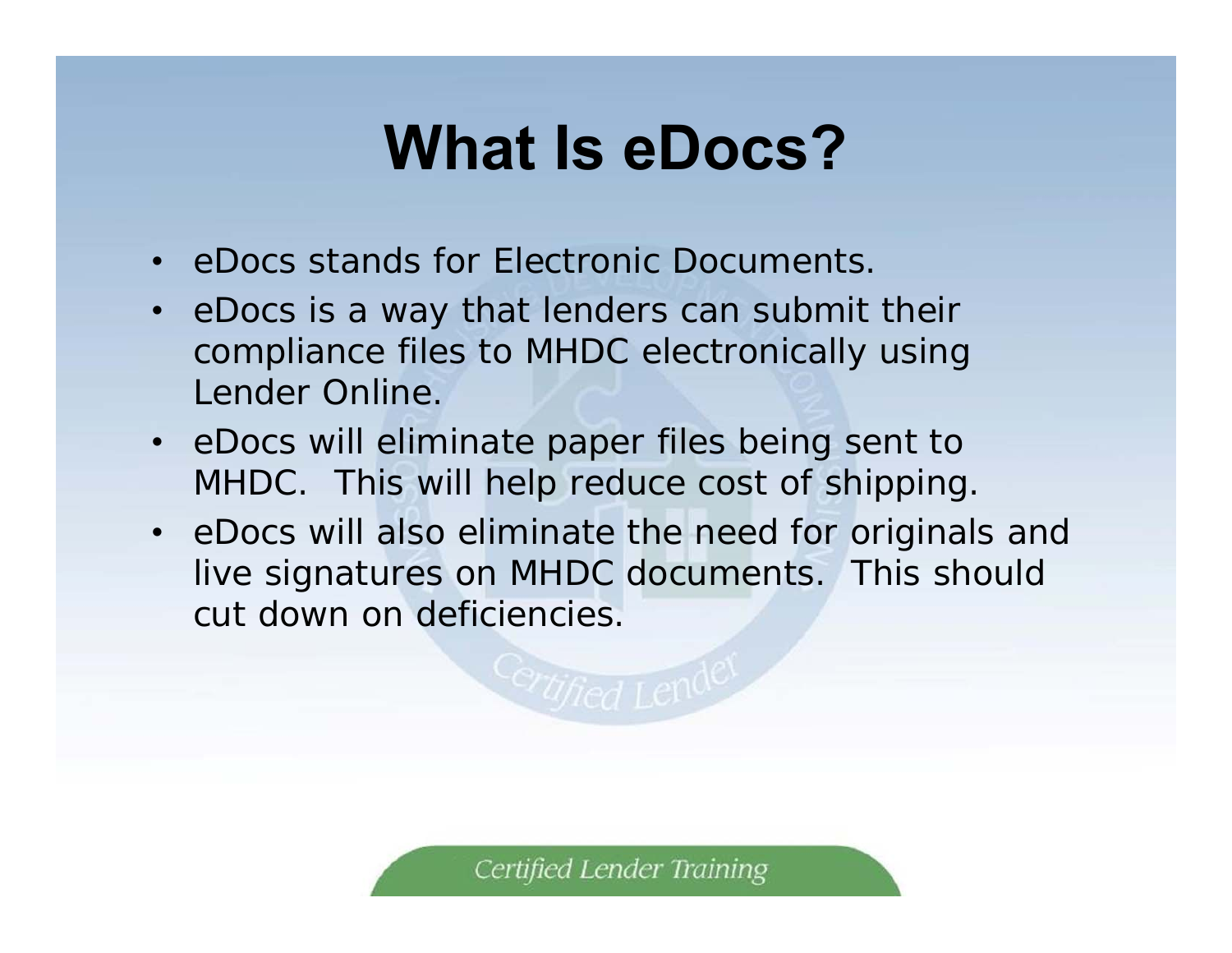# What Is eDocs?

- eDocs stands for Electronic Documents.
- eDocs is a way that lenders can submit their compliance files to MHDC electronically using Lender Online.
- eDocs will eliminate paper files being sent to MHDC. This will help reduce cost of shipping.
- eDocs will also eliminate the need for originals and live signatures on MHDC documents. This should cut down on deficiencies.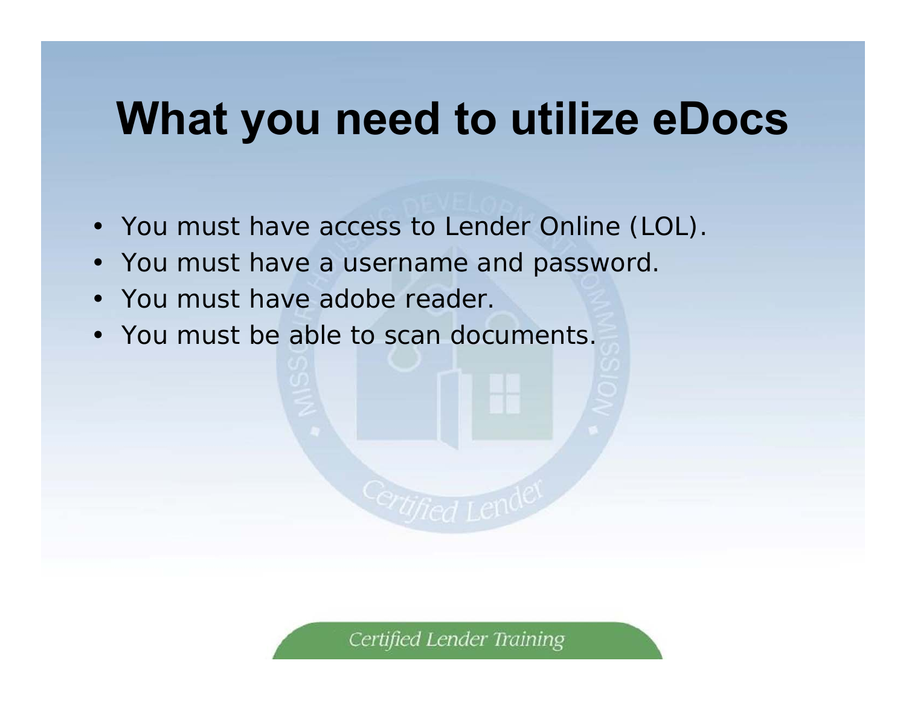# What you need to utilize eDocs

- You must have access to Lender Online (LOL).
- You must have a username and password.
- You must have adobe reader.
- You must be able to scan documents.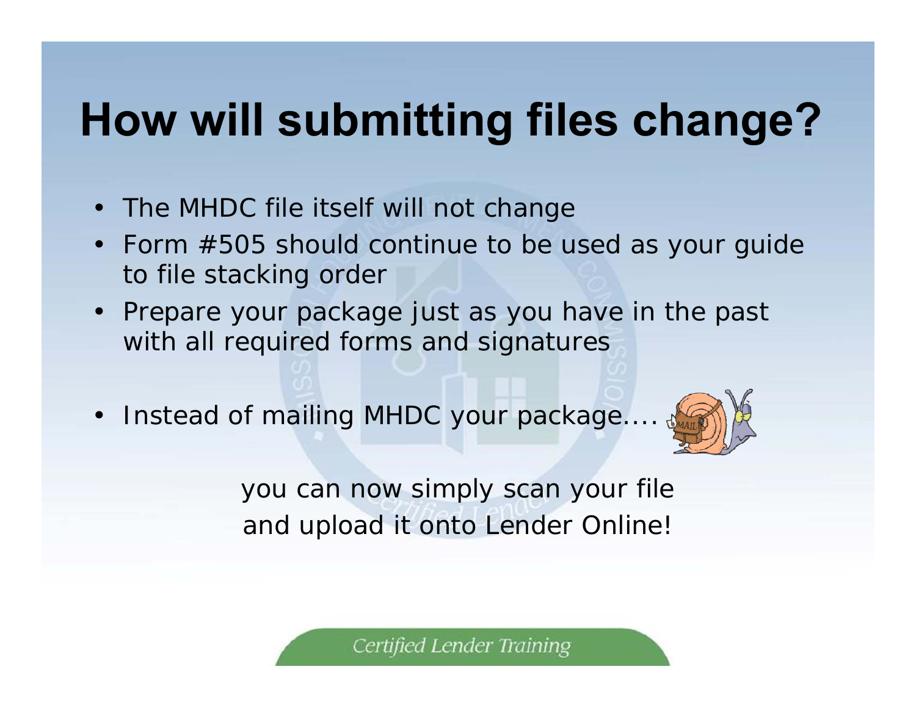# How will submitting files change?

- The MHDC file itself will not change
- Form #505 should continue to be used as your guide to file stacking order
- Prepare your package just as you have in the past with all required forms and signatures
- Instead of mailing MHDC your package....

you can now simply scan your file and upload it onto Lender Online!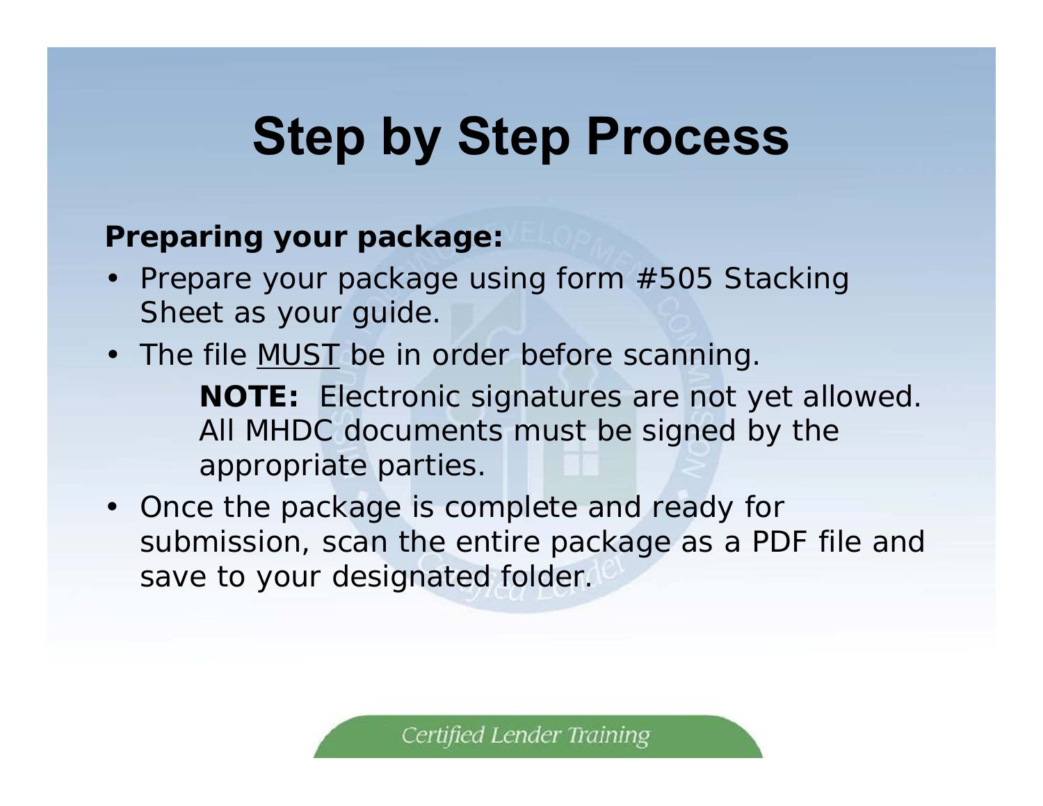# Step by Step Process

**Preparing your package:**

- Prepare your package using form #505 Stacking Sheet as your guide.
- The file MUST be in order before scanning.

  **NOTE:** Electronic signatures are not yet allowed. All MHDC documents must be signed by the appropriate parties.

- Once the package is complete and ready for submission, scan the entire package as a PDF file and save to your designated folder.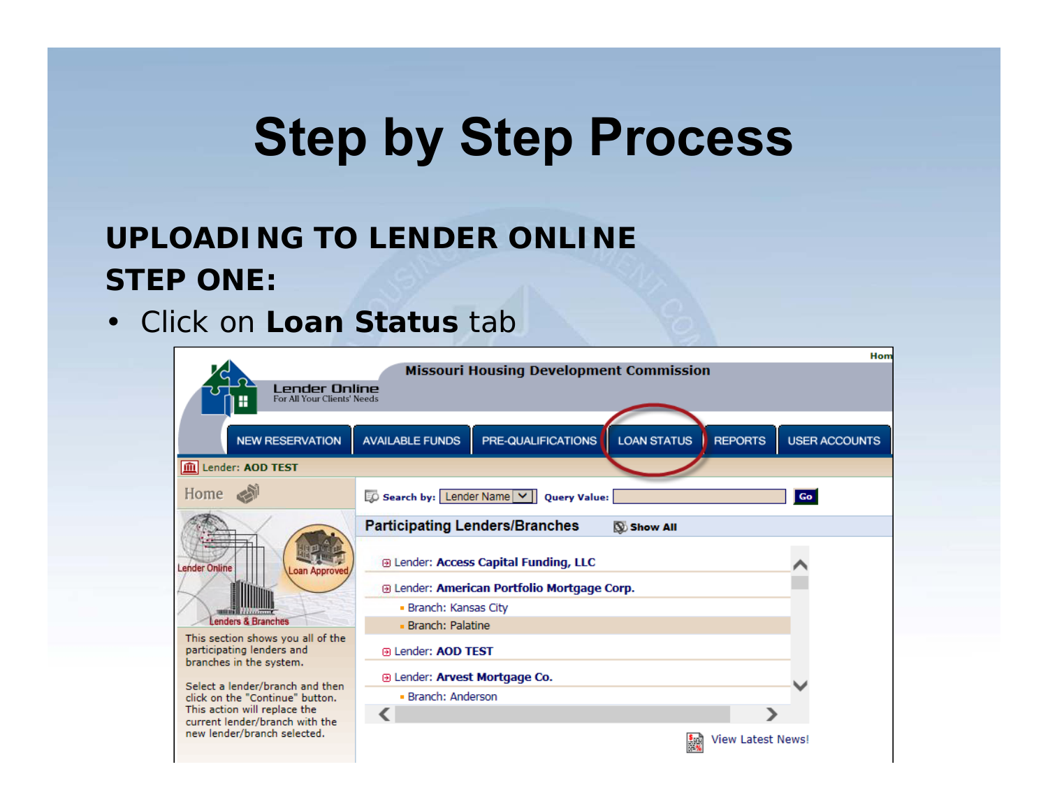# Step by Step Process

**UPLOADING TO LENDER ONLINE**

**STEP ONE:**

- Click on **Loan Status** tab

Missouri Housing Development Commission

Lender Online
For All Your Clients' Needs

NEW RESERVATION | AVAILABLE FUNDS | PRE-QUALIFICATIONS | LOAN STATUS | REPORTS | USER ACCOUNTS

Lender: AOD TEST

Home

Search by: Lender Name Query Value: Go

Participating Lenders/Branches Show All

Lender: Access Capital Funding, LLC

Lender: American Portfolio Mortgage Corp.

- Branch: Kansas City
- Branch: Palatine

Lender: AOD TEST

Lender: Arvest Mortgage Co.

- Branch: Anderson

This section shows you all of the participating lenders and branches in the system.

Select a lender/branch and then click on the "Continue" button. This action will replace the current lender/branch with the new lender/branch selected.

View Latest News!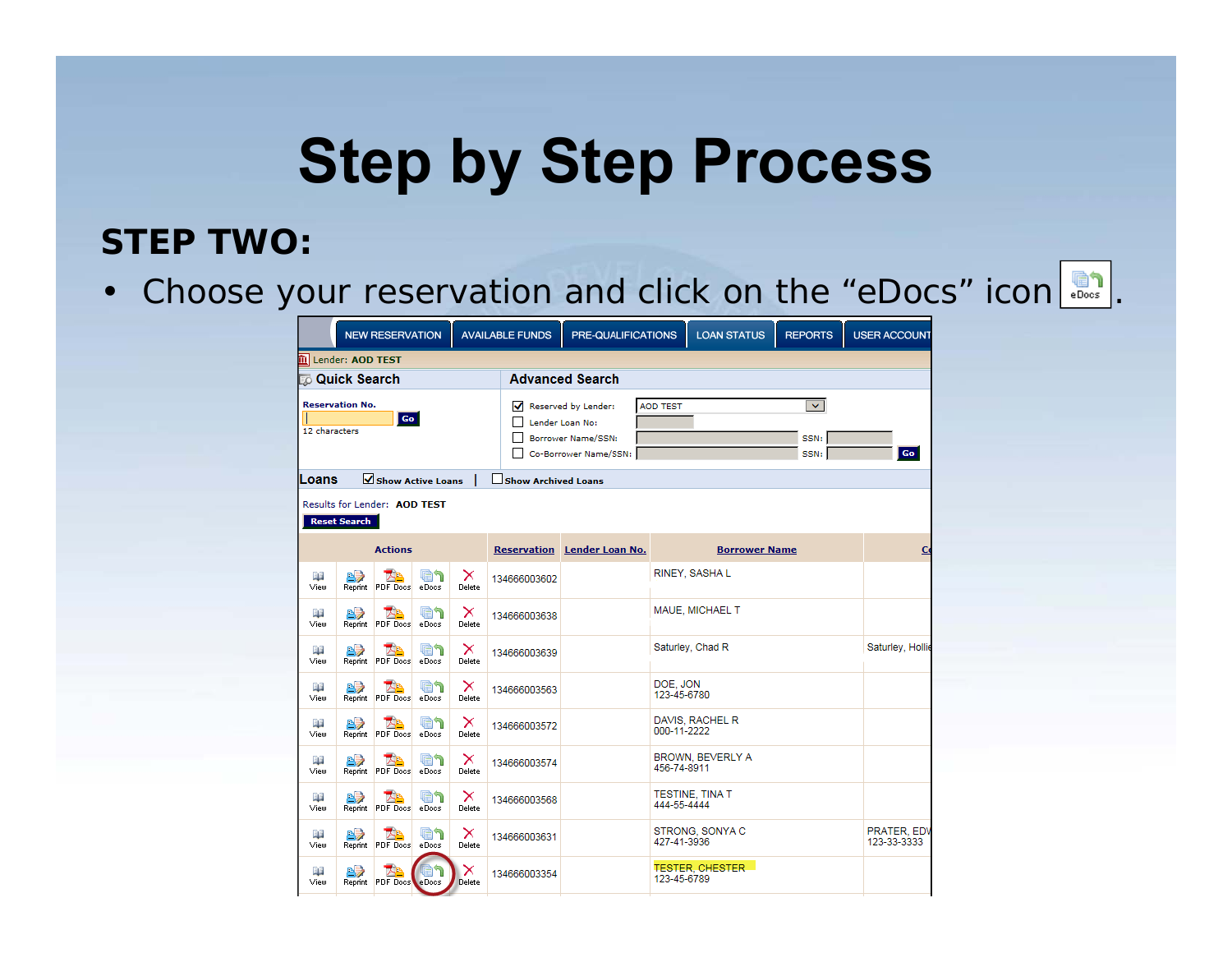# Step by Step Process

## STEP TWO:

- Choose your reservation and click on the “eDocs” icon .

NEW RESERVATION | AVAILABLE FUNDS | PRE-QUALIFICATIONS | LOAN STATUS | REPORTS | USER ACCOUNT

Lender: AOD TEST

**Quick Search**

Reservation No. [ ] Go
12 characters

**Advanced Search**

- [x] Reserved by Lender: AOD TEST
- [ ] Lender Loan No:
- [ ] Borrower Name/SSN: SSN:
- [ ] Co-Borrower Name/SSN: SSN: Go

**Loans** [x] Show Active Loans | [ ] Show Archived Loans

Results for Lender: AOD TEST

Reset Search

| Actions | Reservation | Lender Loan No. | Borrower Name | Co |
|---|---|---|---|---|
| View Reprint PDF Docs eDocs Delete | 134666003602 | | RINEY, SASHA L | |
| View Reprint PDF Docs eDocs Delete | 134666003638 | | MAUE, MICHAEL T | |
| View Reprint PDF Docs eDocs Delete | 134666003639 | | Saturley, Chad R | Saturley, Hollie |
| View Reprint PDF Docs eDocs Delete | 134666003563 | | DOE, JON 123-45-6780 | |
| View Reprint PDF Docs eDocs Delete | 134666003572 | | DAVIS, RACHEL R 000-11-2222 | |
| View Reprint PDF Docs eDocs Delete | 134666003574 | | BROWN, BEVERLY A 456-74-8911 | |
| View Reprint PDF Docs eDocs Delete | 134666003568 | | TESTINE, TINA T 444-55-4444 | |
| View Reprint PDF Docs eDocs Delete | 134666003631 | | STRONG, SONYA C 427-41-3936 | PRATER, EDW 123-33-3333 |
| View Reprint PDF Docs eDocs Delete | 134666003354 | | TESTER, CHESTER 123-45-6789 | |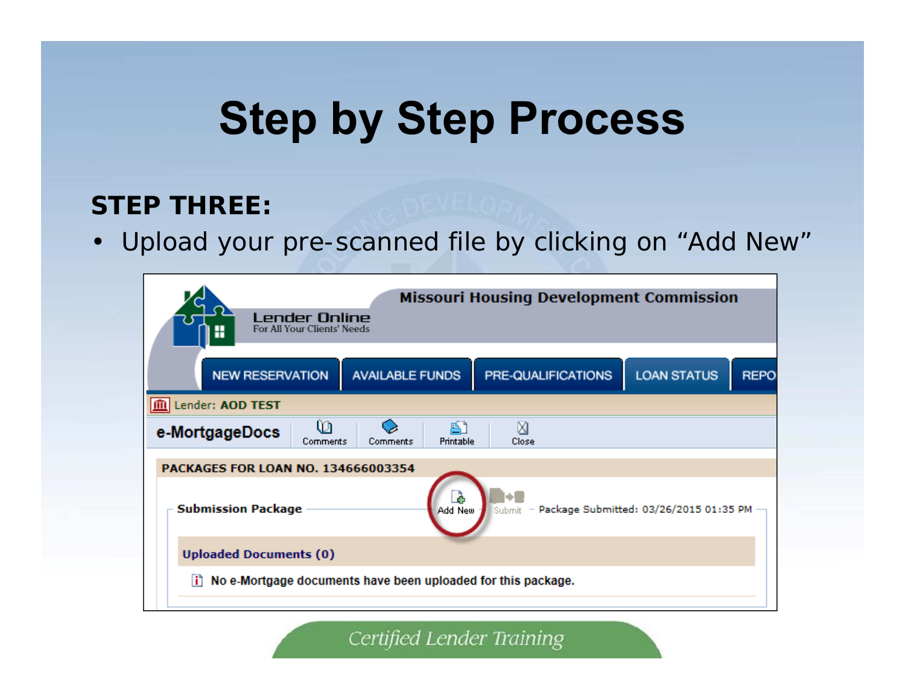# Step by Step Process

**STEP THREE:**

- Upload your pre-scanned file by clicking on “Add New”

Missouri Housing Development Commission

Lender Online
For All Your Clients' Needs

NEW RESERVATION | AVAILABLE FUNDS | PRE-QUALIFICATIONS | LOAN STATUS | REPO

Lender: **AOD TEST**

**e-MortgageDocs** Comments Comments Printable Close

**PACKAGES FOR LOAN NO. 134666003354**

**Submission Package** Add New Submit Package Submitted: 03/26/2015 01:35 PM

**Uploaded Documents (0)**

No e-Mortgage documents have been uploaded for this package.

*Certified Lender Training*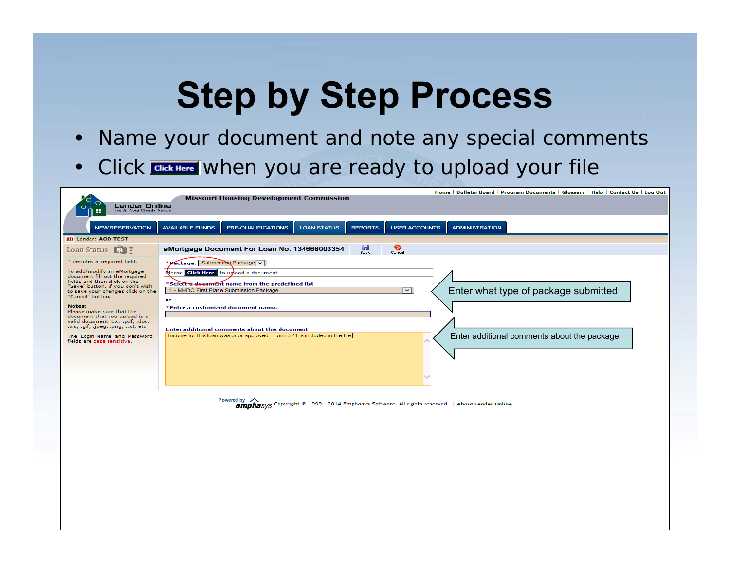# Step by Step Process

- Name your document and note any special comments
- Click **Click Here** when you are ready to upload your file

Home | Bulletin Board | Program Documents | Glossary | Help | Contact Us | Log Out

Missouri Housing Development Commission

Lender Online
For All Your Clients' Needs

NEW RESERVATION | AVAILABLE FUNDS | PRE-QUALIFICATIONS | LOAN STATUS | REPORTS | USER ACCOUNTS | ADMINISTRATION

Lender: AOD TEST

Loan Status

* denotes a required field.

To add/modify an eMortgage document fill out the required fields and then click on the "Save" button. If you don't wish to save your changes click on the "Cancel" button.

**Notes:**
Please make sure that the document that you upload is a valid document. Ex: .pdf, .doc, .xls, .gif, .jpeg, .png, .txt, etc

The 'Login Name' and 'Password' fields are case sensitive.

**eMortgage Document For Loan No. 134666003354** Save Cancel

*Package: Submission Package

Please Click Here to upload a document.

*Select a document name from the predefined list
1 - MHDC First Place Submission Package

or

*Enter a customized document name.

Enter additional comments about this document
Income for this loan was prior approved. Form 521 is included in the file.

Enter what type of package submitted

Enter additional comments about the package

Powered by emphasys Copyright © 1999 - 2014 Emphasys Software. All rights reserved. | About Lender Online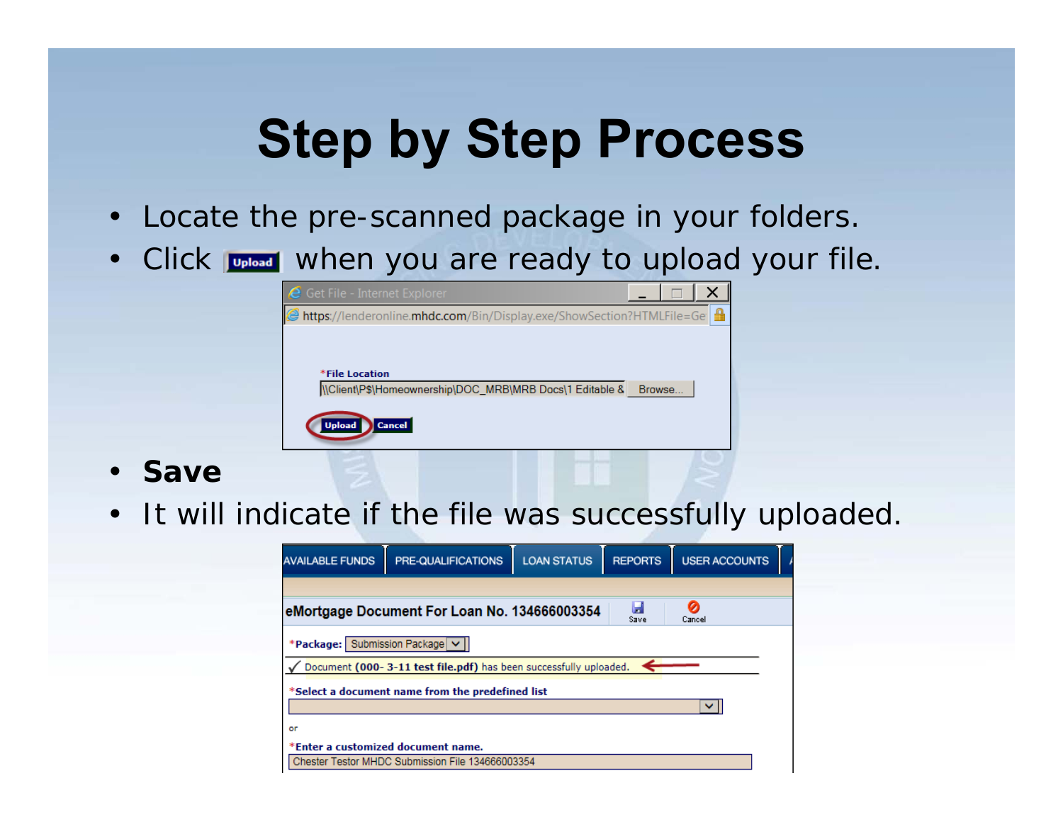# Step by Step Process

- Locate the pre-scanned package in your folders.
- Click **Upload** when you are ready to upload your file.
- **Save**
- It will indicate if the file was successfully uploaded.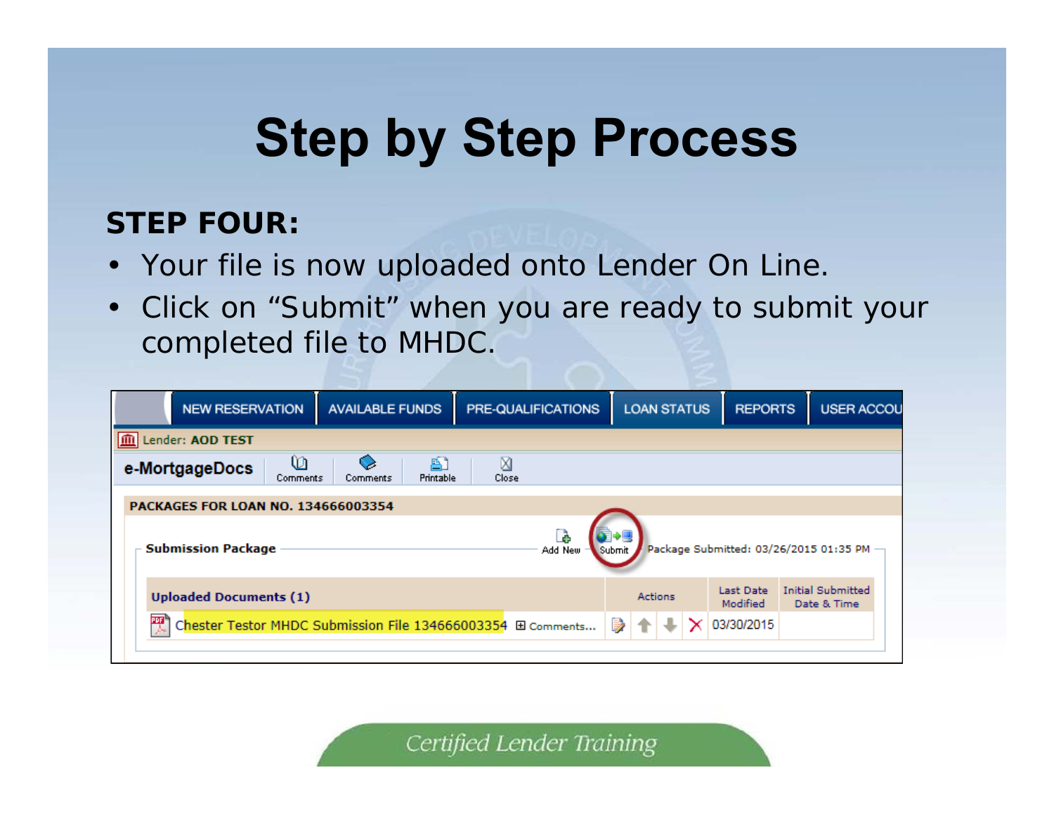# Step by Step Process

**STEP FOUR:**

- Your file is now uploaded onto Lender On Line.
- Click on "Submit" when you are ready to submit your completed file to MHDC.

NEW RESERVATION | AVAILABLE FUNDS | PRE-QUALIFICATIONS | LOAN STATUS | REPORTS | USER ACCOU

Lender: **AOD TEST**

**e-MortgageDocs** Comments Comments Printable Close

**PACKAGES FOR LOAN NO. 134666003354**

**Submission Package** Add New Submit Package Submitted: 03/26/2015 01:35 PM

| Uploaded Documents (1) | Actions | Last Date Modified | Initial Submitted Date & Time |
|---|---|---|---|
| Chester Testor MHDC Submission File 134666003354 ⊞ Comments... | | 03/30/2015 | |

Certified Lender Training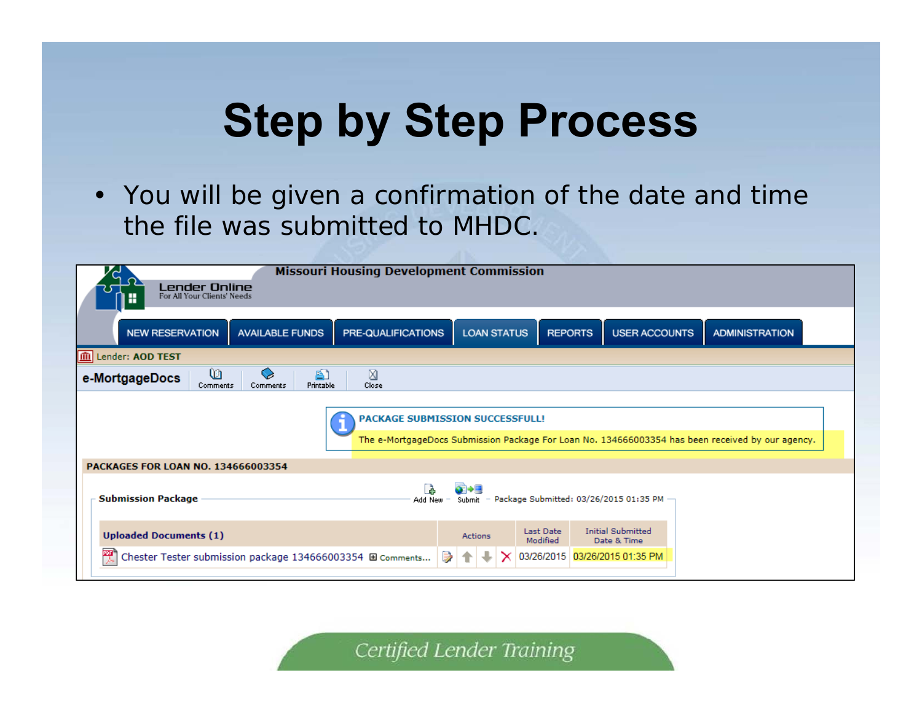# Step by Step Process

- You will be given a confirmation of the date and time the file was submitted to MHDC.

Missouri Housing Development Commission

Lender Online
For All Your Clients' Needs

NEW RESERVATION | AVAILABLE FUNDS | PRE-QUALIFICATIONS | LOAN STATUS | REPORTS | USER ACCOUNTS | ADMINISTRATION

Lender: **AOD TEST**

**e-MortgageDocs** Comments Comments Printable Close

**PACKAGE SUBMISSION SUCCESSFULL!**

The e-MortgageDocs Submission Package For Loan No. 134666003354 has been received by our agency.

**PACKAGES FOR LOAN NO. 134666003354**

**Submission Package** Add New Submit Package Submitted: 03/26/2015 01:35 PM

| Uploaded Documents (1) | Actions | Last Date Modified | Initial Submitted Date & Time |
|---|---|---|---|
| Chester Tester submission package 134666003354 ⊞ Comments... | | 03/26/2015 | 03/26/2015 01:35 PM |

*Certified Lender Training*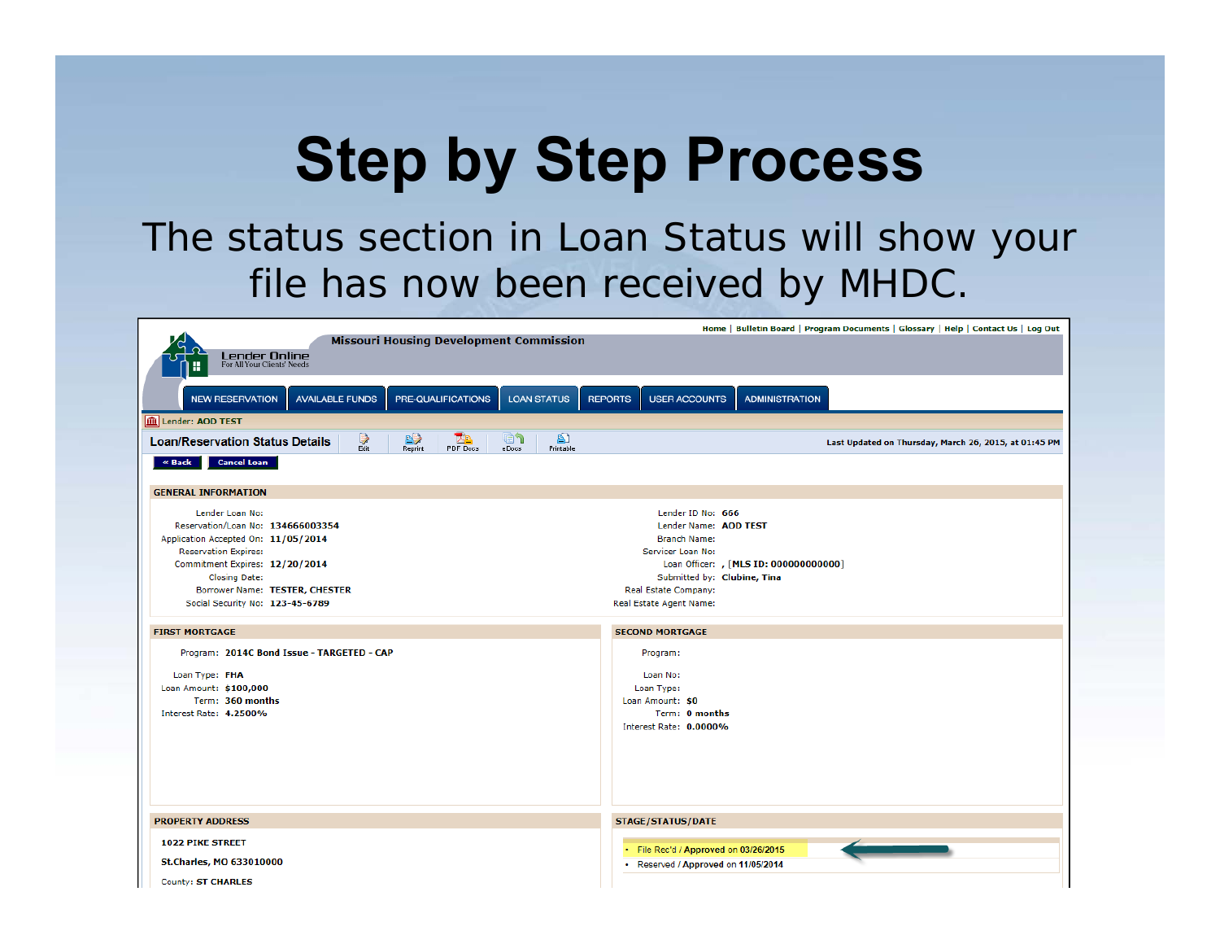# Step by Step Process

The status section in Loan Status will show your file has now been received by MHDC.

Home | Bulletin Board | Program Documents | Glossary | Help | Contact Us | Log Out

Missouri Housing Development Commission

Lender Online
For All Your Clients' Needs

NEW RESERVATION | AVAILABLE FUNDS | PRE-QUALIFICATIONS | LOAN STATUS | REPORTS | USER ACCOUNTS | ADMINISTRATION

Lender: AOD TEST

**Loan/Reservation Status Details** Edit | Reprint | PDF Docs | eDocs | Printable

Last Updated on Thursday, March 26, 2015, at 01:45 PM

« Back | Cancel Loan

**GENERAL INFORMATION**

| | | | |
|---|---|---|---|
| Lender Loan No: | | Lender ID No: | 666 |
| Reservation/Loan No: | 134666003354 | Lender Name: | AOD TEST |
| Application Accepted On: | 11/05/2014 | Branch Name: | |
| Reservation Expires: | | Servicer Loan No: | |
| Commitment Expires: | 12/20/2014 | Loan Officer: | , [MLS ID: 000000000000] |
| Closing Date: | | Submitted by: | Clubine, Tina |
| Borrower Name: | TESTER, CHESTER | Real Estate Company: | |
| Social Security No: | 123-45-6789 | Real Estate Agent Name: | |

**FIRST MORTGAGE**

| | |
|---|---|
| Program: | 2014C Bond Issue - TARGETED - CAP |
| Loan Type: | FHA |
| Loan Amount: | $100,000 |
| Term: | 360 months |
| Interest Rate: | 4.2500% |

**SECOND MORTGAGE**

| | |
|---|---|
| Program: | |
| Loan No: | |
| Loan Type: | |
| Loan Amount: | $0 |
| Term: | 0 months |
| Interest Rate: | 0.0000% |

**PROPERTY ADDRESS**

1022 PIKE STREET

St.Charles, MO 633010000

County: ST CHARLES

**STAGE/STATUS/DATE**

- File Rec'd / Approved on 03/26/2015
- Reserved / Approved on 11/05/2014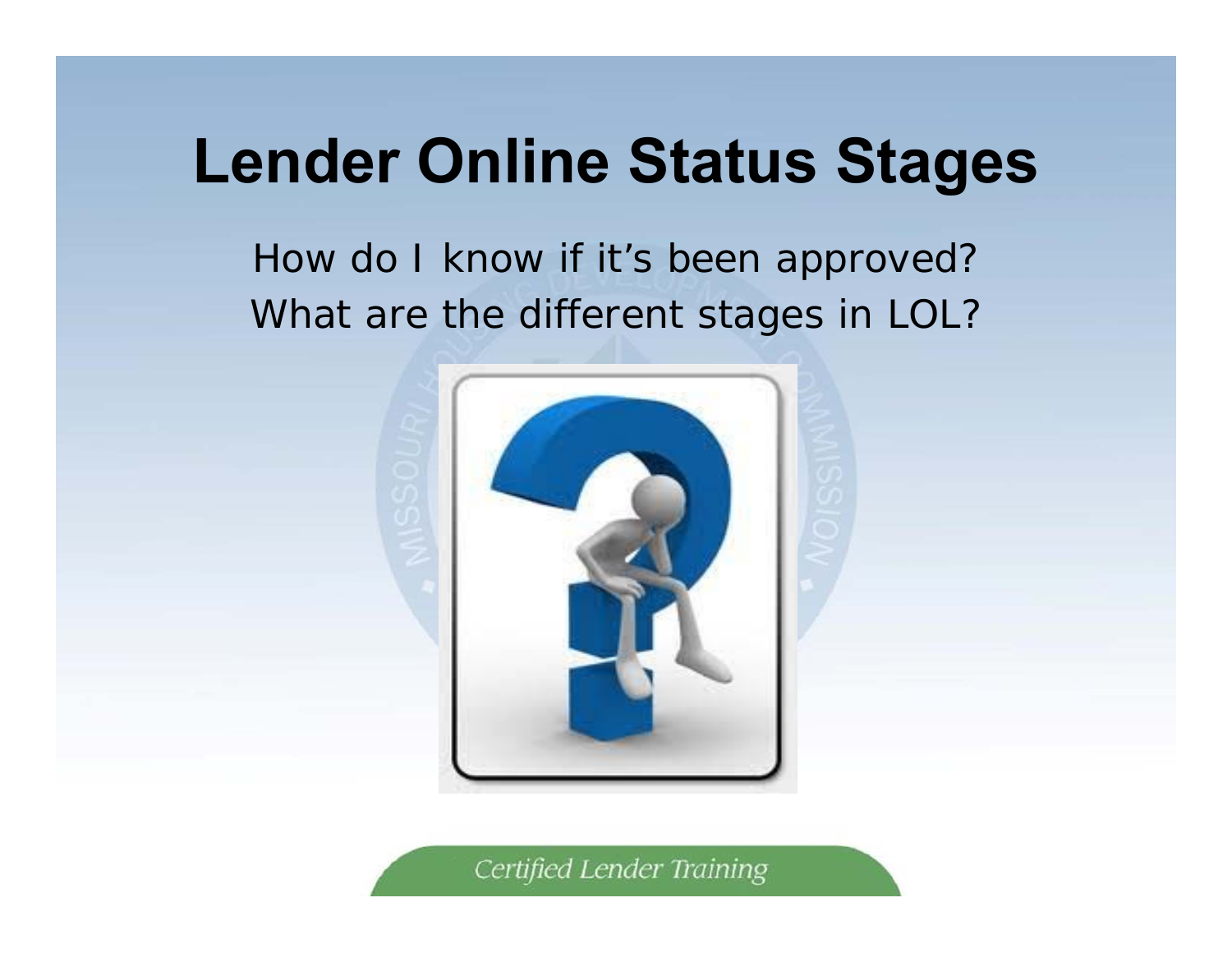# Lender Online Status Stages

How do I know if it's been approved?
What are the different stages in LOL?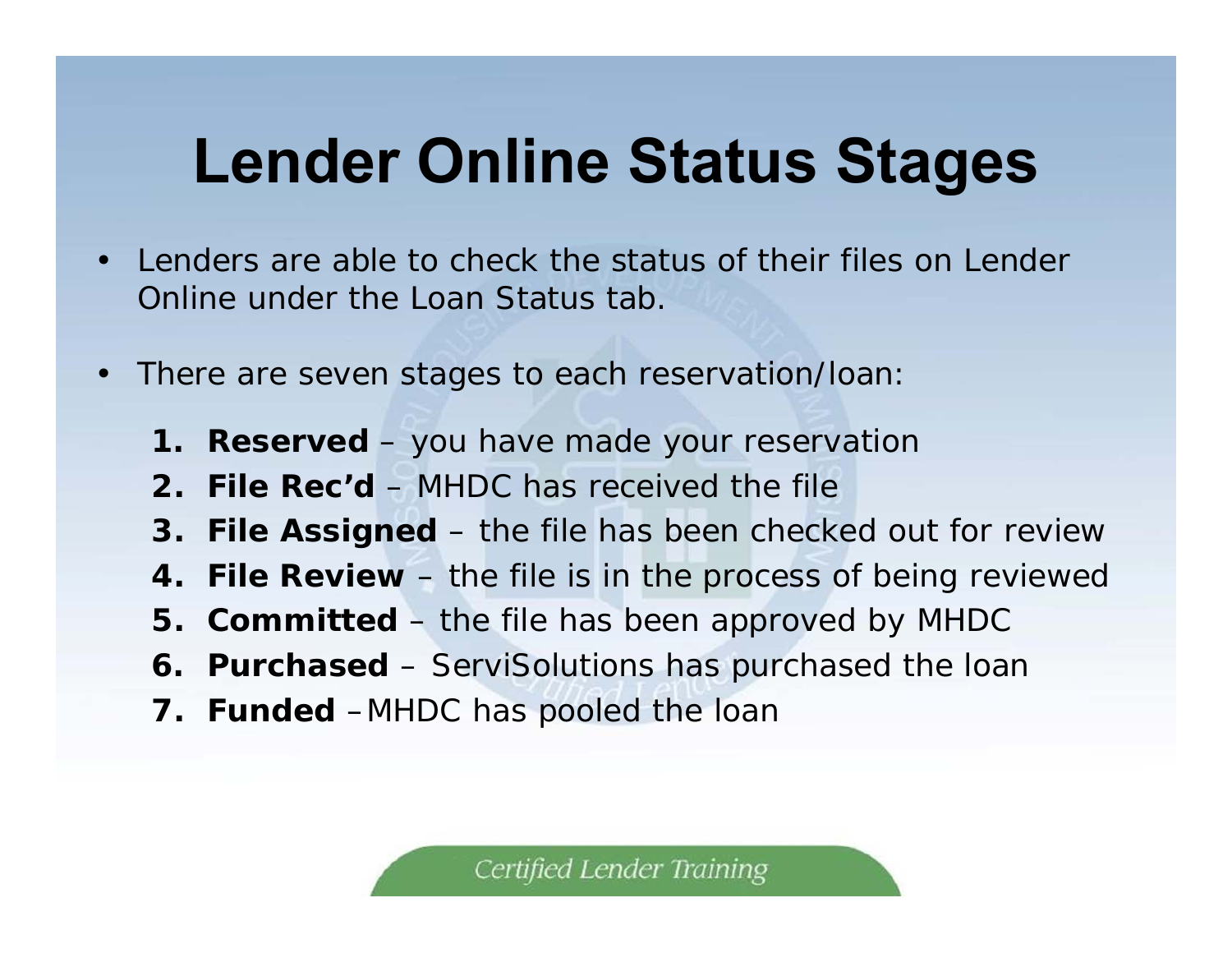# Lender Online Status Stages

- Lenders are able to check the status of their files on Lender Online under the Loan Status tab.
- There are seven stages to each reservation/loan:
  1. **Reserved** – you have made your reservation
  2. **File Rec'd** – MHDC has received the file
  3. **File Assigned** – the file has been checked out for review
  4. **File Review** – the file is in the process of being reviewed
  5. **Committed** – the file has been approved by MHDC
  6. **Purchased** – ServiSolutions has purchased the loan
  7. **Funded** – MHDC has pooled the loan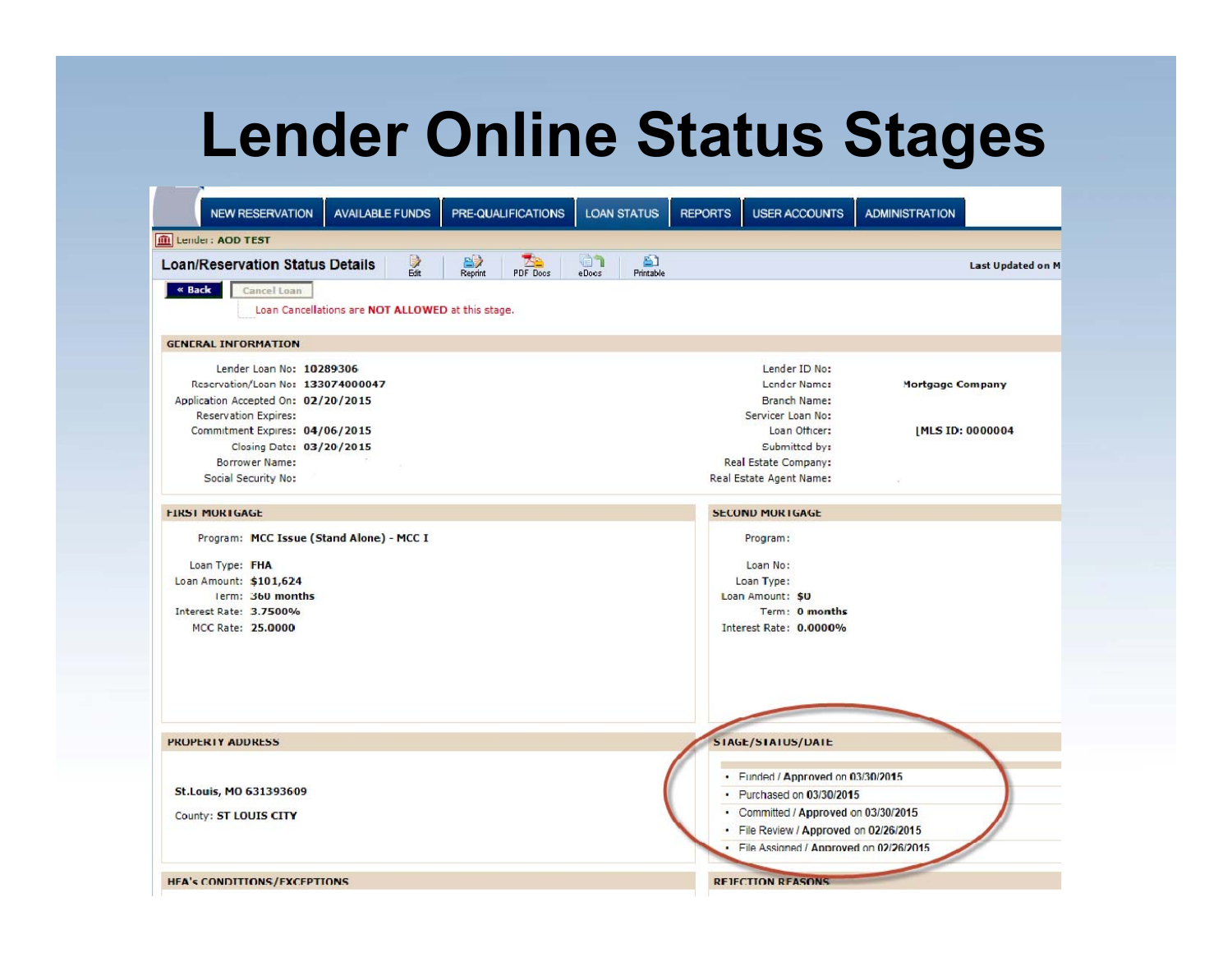# Lender Online Status Stages

NEW RESERVATION | AVAILABLE FUNDS | PRE-QUALIFICATIONS | LOAN STATUS | REPORTS | USER ACCOUNTS | ADMINISTRATION

Lender: AOD TEST

**Loan/Reservation Status Details** — Edit | Reprint | PDF Docs | eDocs | Printable — Last Updated on M

« Back | Cancel Loan

Loan Cancellations are **NOT ALLOWED** at this stage.

**GENERAL INFORMATION**

| | | | |
|---|---|---|---|
| Lender Loan No: | **10289306** | Lender ID No: | |
| Reservation/Loan No: | **133074000047** | Lender Name: | **Mortgage Company** |
| Application Accepted On: | **02/20/2015** | Branch Name: | |
| Reservation Expires: | | Servicer Loan No: | |
| Commitment Expires: | **04/06/2015** | Loan Officer: | **[MLS ID: 0000004** |
| Closing Date: | **03/20/2015** | Submitted by: | |
| Borrower Name: | | Real Estate Company: | |
| Social Security No: | | Real Estate Agent Name: | |

**FIRST MORTGAGE**

| | |
|---|---|
| Program: | **MCC Issue (Stand Alone) - MCC I** |
| Loan Type: | **FHA** |
| Loan Amount: | **$101,624** |
| Term: | **360 months** |
| Interest Rate: | **3.7500%** |
| MCC Rate: | **25.0000** |

**SECOND MORTGAGE**

| | |
|---|---|
| Program: | |
| Loan No: | |
| Loan Type: | |
| Loan Amount: | **$0** |
| Term: | **0 months** |
| Interest Rate: | **0.0000%** |

**PROPERTY ADDRESS**

**St.Louis, MO 631393609**

County: **ST LOUIS CITY**

**STAGE/STATUS/DATE**

- Funded / **Approved** on 03/30/2015
- Purchased on 03/30/2015
- Committed / **Approved** on 03/30/2015
- File Review / **Approved** on 02/26/2015
- File Assigned / **Approved** on 02/26/2015

**HFA's CONDITIONS/EXCEPTIONS**

**REJECTION REASONS**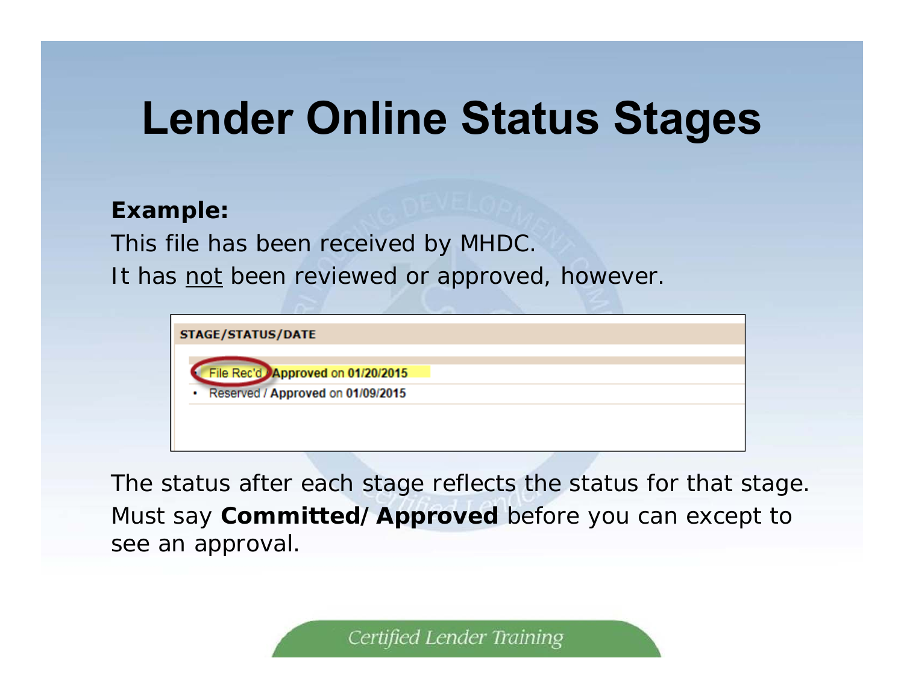# Lender Online Status Stages

**Example:**

This file has been received by MHDC.

It has not been reviewed or approved, however.

| STAGE/STATUS/DATE |
| --- |
| • File Rec'd / **Approved** on **01/20/2015** |
| • Reserved / **Approved** on **01/09/2015** |

The status after each stage reflects the status for that stage. Must say **Committed/Approved** before you can except to see an approval.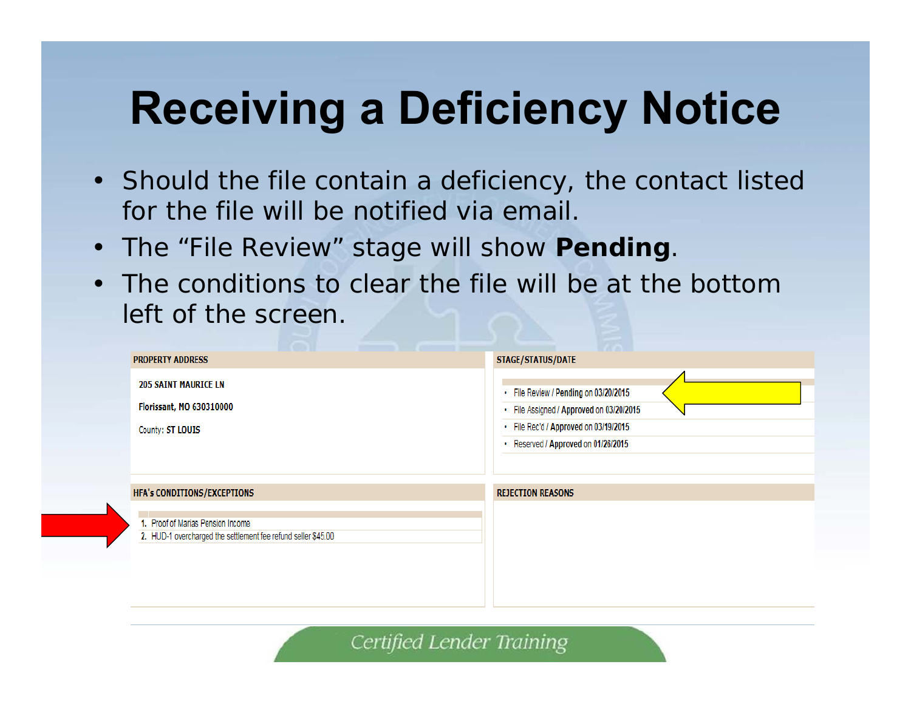# Receiving a Deficiency Notice

- Should the file contain a deficiency, the contact listed for the file will be notified via email.
- The "File Review" stage will show **Pending**.
- The conditions to clear the file will be at the bottom left of the screen.

| PROPERTY ADDRESS | STAGE/STATUS/DATE |
|---|---|
| 205 SAINT MAURICE LN<br>Florissant, MO 630310000<br>County: ST LOUIS | • File Review / Pending on 03/20/2015<br>• File Assigned / Approved on 03/20/2015<br>• File Rec'd / Approved on 03/19/2015<br>• Reserved / Approved on 01/26/2015 |

| HFA's CONDITIONS/EXCEPTIONS | REJECTION REASONS |
|---|---|
| 1. Proof of Marias Pension Income<br>2. HUD-1 overcharged the settlement fee refund seller $45.00 | |

Certified Lender Training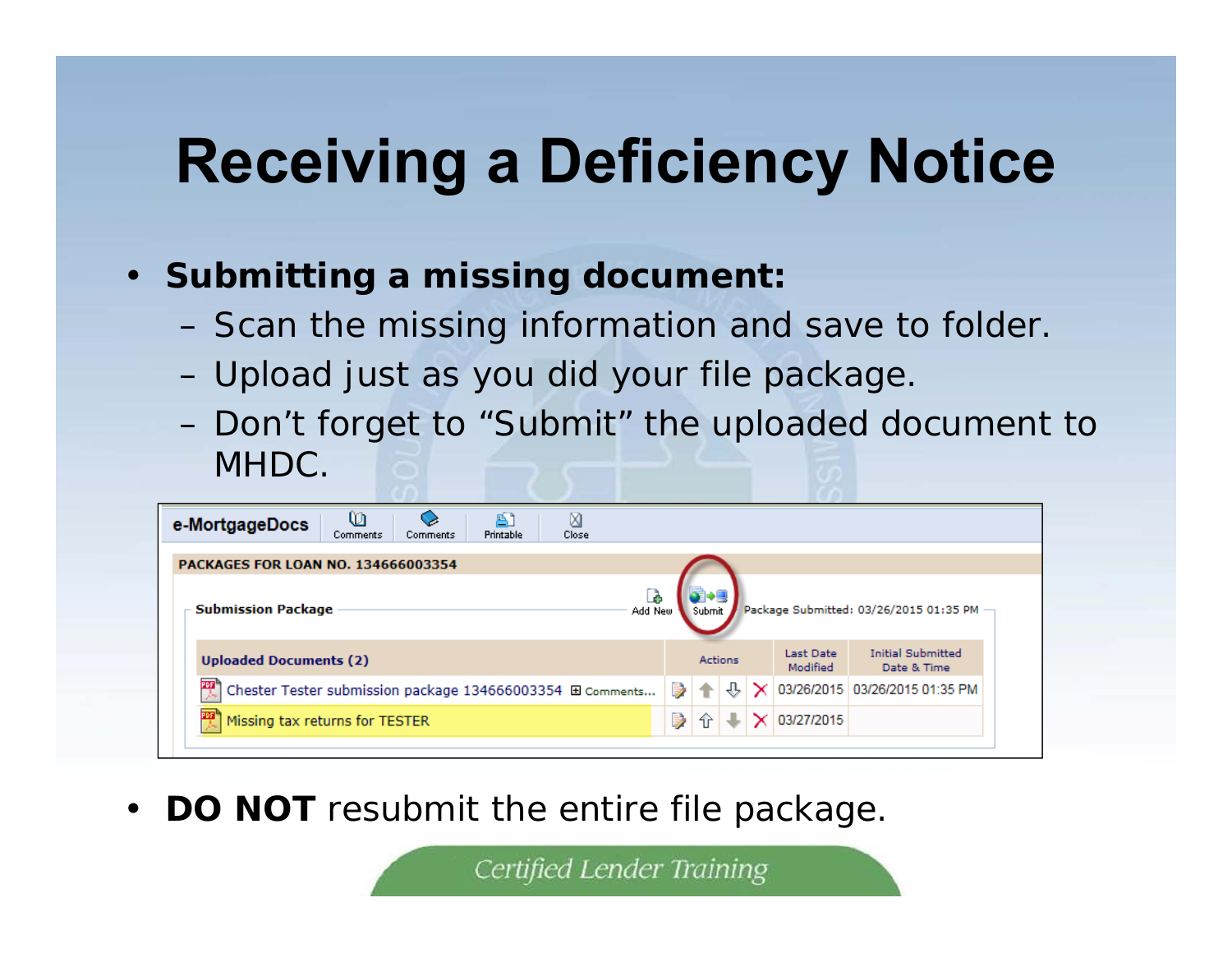# Receiving a Deficiency Notice

- **Submitting a missing document:**
  - Scan the missing information and save to folder.
  - Upload just as you did your file package.
  - Don't forget to "Submit" the uploaded document to MHDC.

e-MortgageDocs | Comments | Comments | Printable | Close

**PACKAGES FOR LOAN NO. 134666003354**

**Submission Package** — Add New | Submit | Package Submitted: 03/26/2015 01:35 PM

| Uploaded Documents (2) | Actions | Last Date Modified | Initial Submitted Date & Time |
|---|---|---|---|
| Chester Tester submission package 134666003354 ⊞ Comments... | | 03/26/2015 | 03/26/2015 01:35 PM |
| Missing tax returns for TESTER | | 03/27/2015 | |

- **DO NOT** resubmit the entire file package.

Certified Lender Training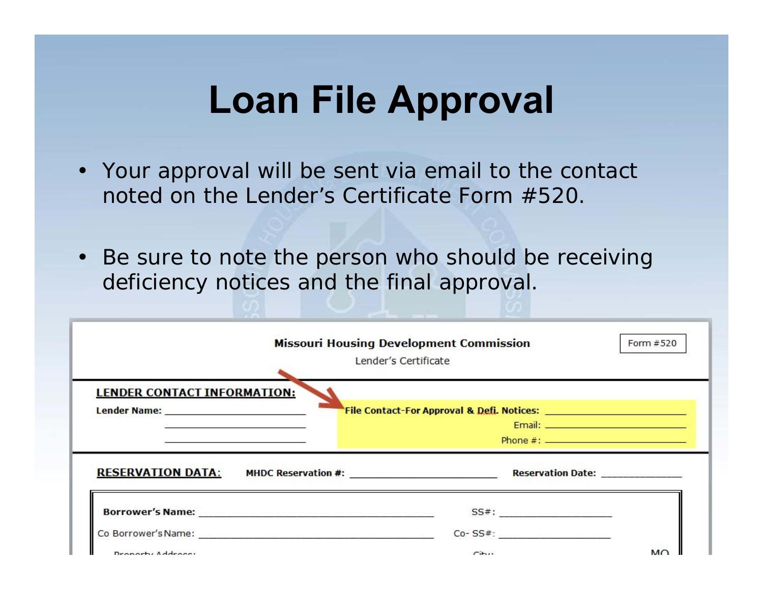# Loan File Approval

- Your approval will be sent via email to the contact noted on the Lender's Certificate Form #520.
- Be sure to note the person who should be receiving deficiency notices and the final approval.

**Missouri Housing Development Commission**

Lender's Certificate

Form #520

**LENDER CONTACT INFORMATION:**

**Lender Name:** ____________________

____________________

____________________

**File Contact-For Approval & Defi. Notices:** ____________________

Email: ____________________

Phone #: ____________________

**RESERVATION DATA:** **MHDC Reservation #:** ____________________ **Reservation Date:** ____________

**Borrower's Name:** ____________________ SS#: ____________

Co Borrower's Name: ____________________ Co- SS#: ____________

Property Address: City: MO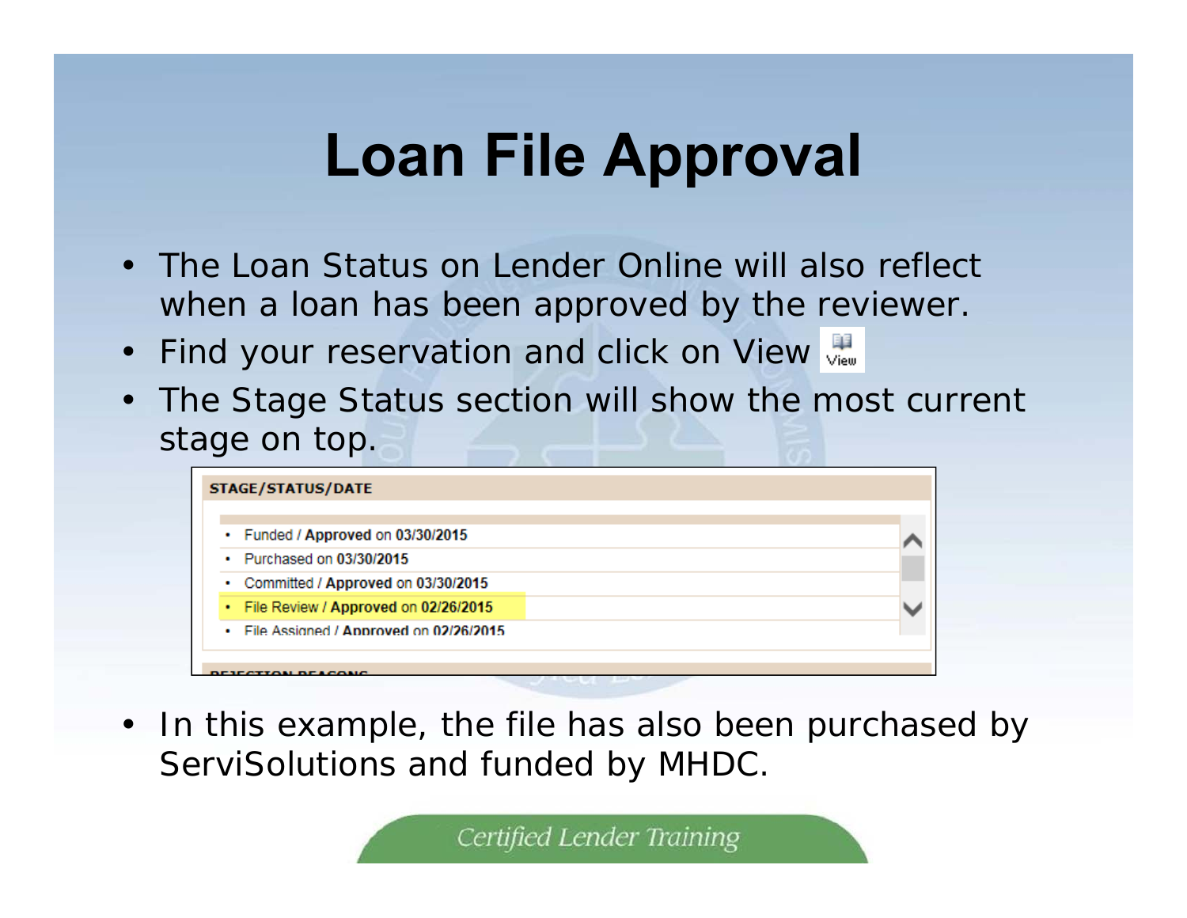# Loan File Approval

- The Loan Status on Lender Online will also reflect when a loan has been approved by the reviewer.
- Find your reservation and click on View
- The Stage Status section will show the most current stage on top.

**STAGE/STATUS/DATE**

- Funded / **Approved** on **03/30/2015**
- Purchased on **03/30/2015**
- Committed / **Approved** on **03/30/2015**
- File Review / **Approved** on **02/26/2015**
- File Assigned / **Approved** on **02/26/2015**

**REJECTION REASONS**

- In this example, the file has also been purchased by ServiSolutions and funded by MHDC.

*Certified Lender Training*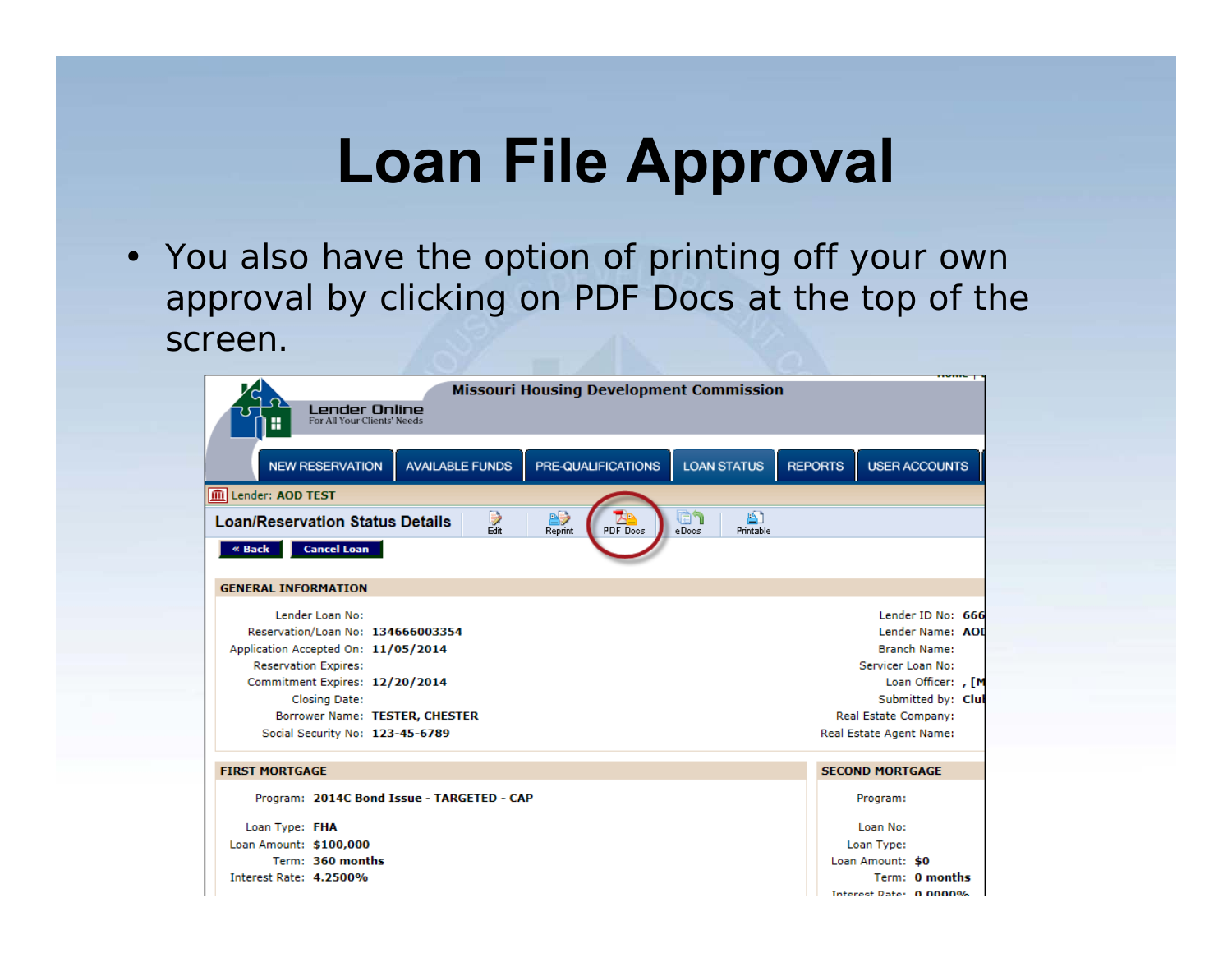# Loan File Approval

- You also have the option of printing off your own approval by clicking on PDF Docs at the top of the screen.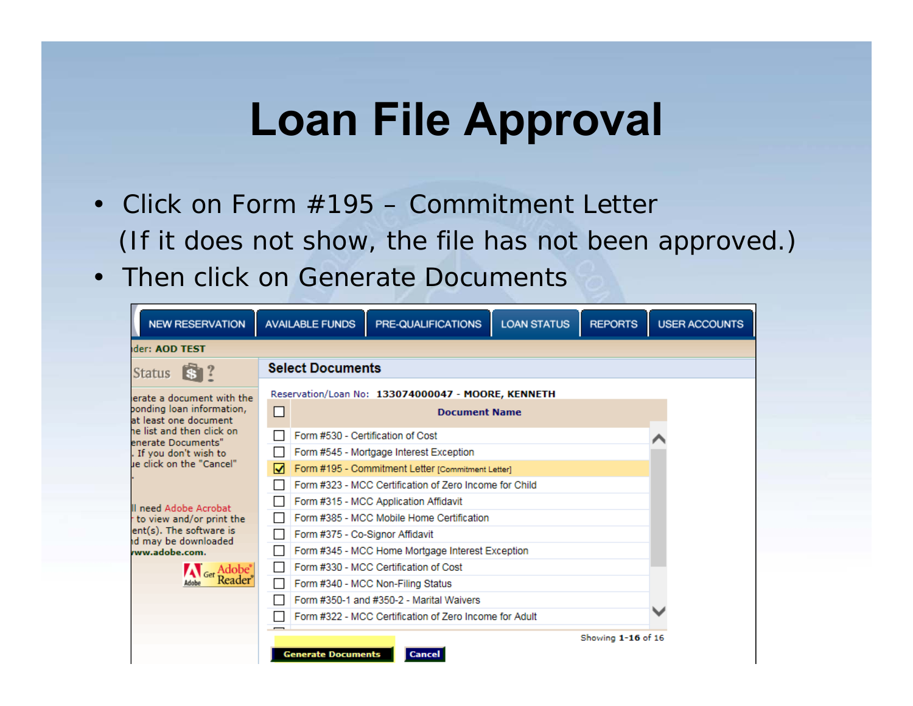# Loan File Approval

- Click on Form #195 – Commitment Letter
  (If it does not show, the file has not been approved.)
- Then click on Generate Documents

NEW RESERVATION | AVAILABLE FUNDS | PRE-QUALIFICATIONS | LOAN STATUS | REPORTS | USER ACCOUNTS

der: **AOD TEST**

Status

erate a document with the
ponding loan information,
at least one document
he list and then click on
enerate Documents"
. If you don't wish to
ue click on the "Cancel"
.

ll need Adobe Acrobat
r to view and/or print the
ent(s). The software is
nd may be downloaded
**www.adobe.com.**

**Select Documents**

Reservation/Loan No: **133074000047 - MOORE, KENNETH**

| ☐ | **Document Name** |
|---|---|
| ☐ | Form #530 - Certification of Cost |
| ☐ | Form #545 - Mortgage Interest Exception |
| ☑ | Form #195 - Commitment Letter [Commitment Letter] |
| ☐ | Form #323 - MCC Certification of Zero Income for Child |
| ☐ | Form #315 - MCC Application Affidavit |
| ☐ | Form #385 - MCC Mobile Home Certification |
| ☐ | Form #375 - Co-Signor Affidavit |
| ☐ | Form #345 - MCC Home Mortgage Interest Exception |
| ☐ | Form #330 - MCC Certification of Cost |
| ☐ | Form #340 - MCC Non-Filing Status |
| ☐ | Form #350-1 and #350-2 - Marital Waivers |
| ☐ | Form #322 - MCC Certification of Zero Income for Adult |

Showing **1-16** of 16

**Generate Documents** | **Cancel**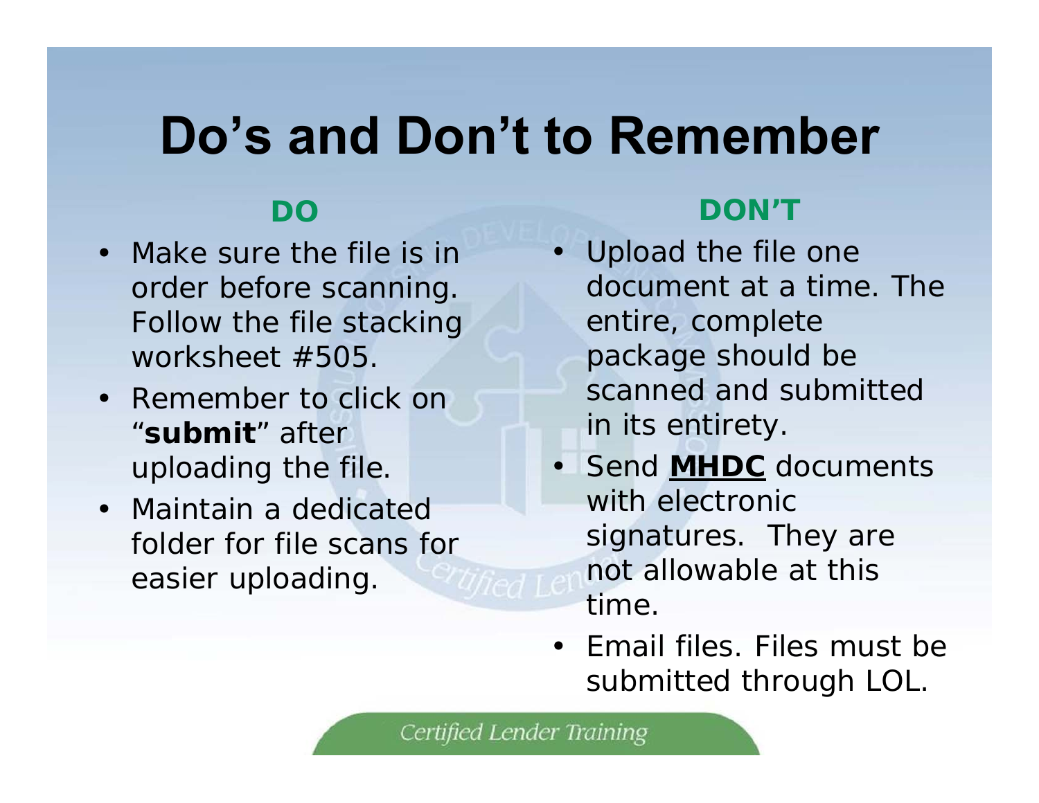# Do's and Don't to Remember

**DO**

- Make sure the file is in order before scanning. Follow the file stacking worksheet #505.
- Remember to click on "**submit**" after uploading the file.
- Maintain a dedicated folder for file scans for easier uploading.

**DON'T**

- Upload the file one document at a time. The entire, complete package should be scanned and submitted in its entirety.
- Send **MHDC** documents with electronic signatures. They are not allowable at this time.
- Email files. Files must be submitted through LOL.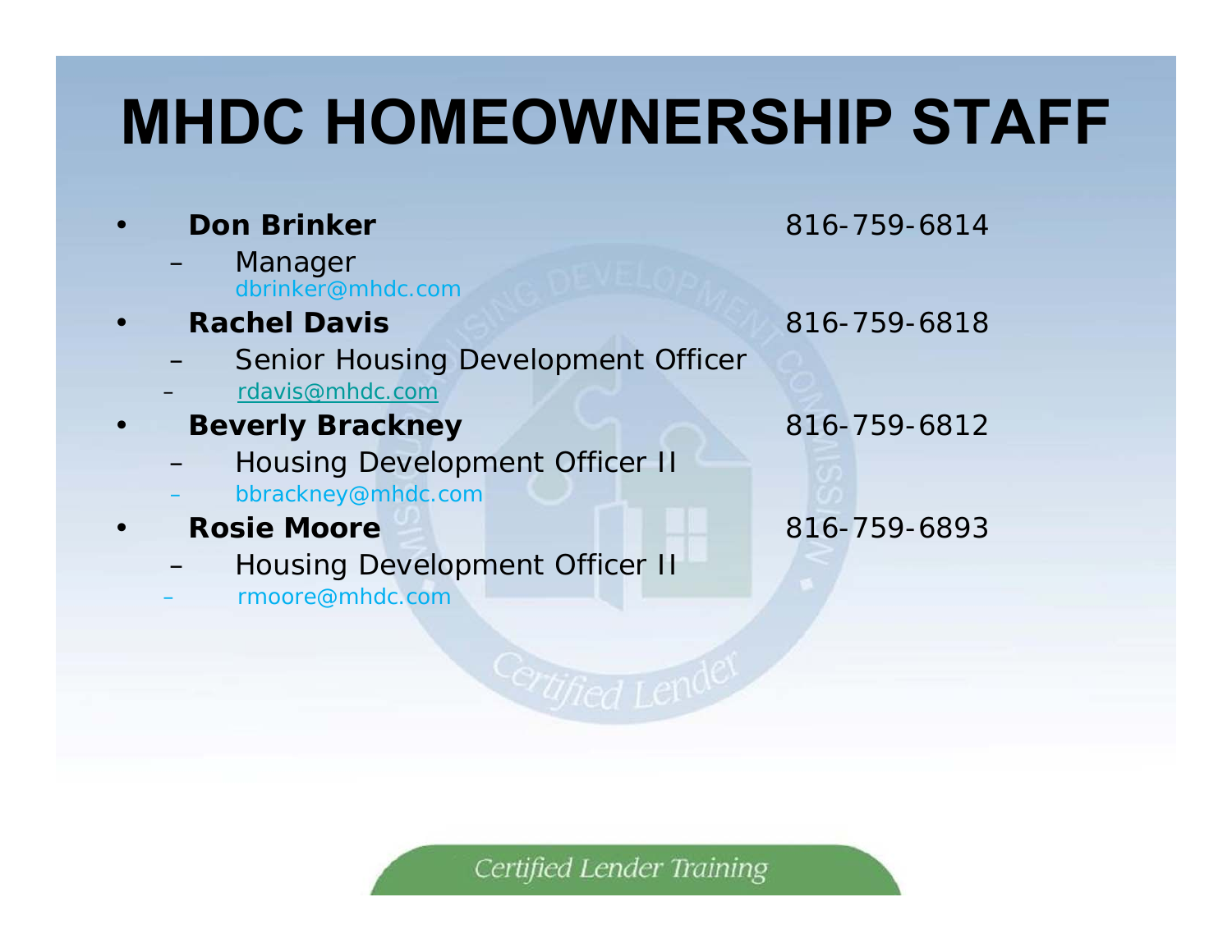# MHDC HOMEOWNERSHIP STAFF

- **Don Brinker** 816-759-6814
  - Manager
    dbrinker@mhdc.com
- **Rachel Davis** 816-759-6818
  - Senior Housing Development Officer
  - rdavis@mhdc.com
- **Beverly Brackney** 816-759-6812
  - Housing Development Officer II
  - bbrackney@mhdc.com
- **Rosie Moore** 816-759-6893
  - Housing Development Officer II
  - rmoore@mhdc.com